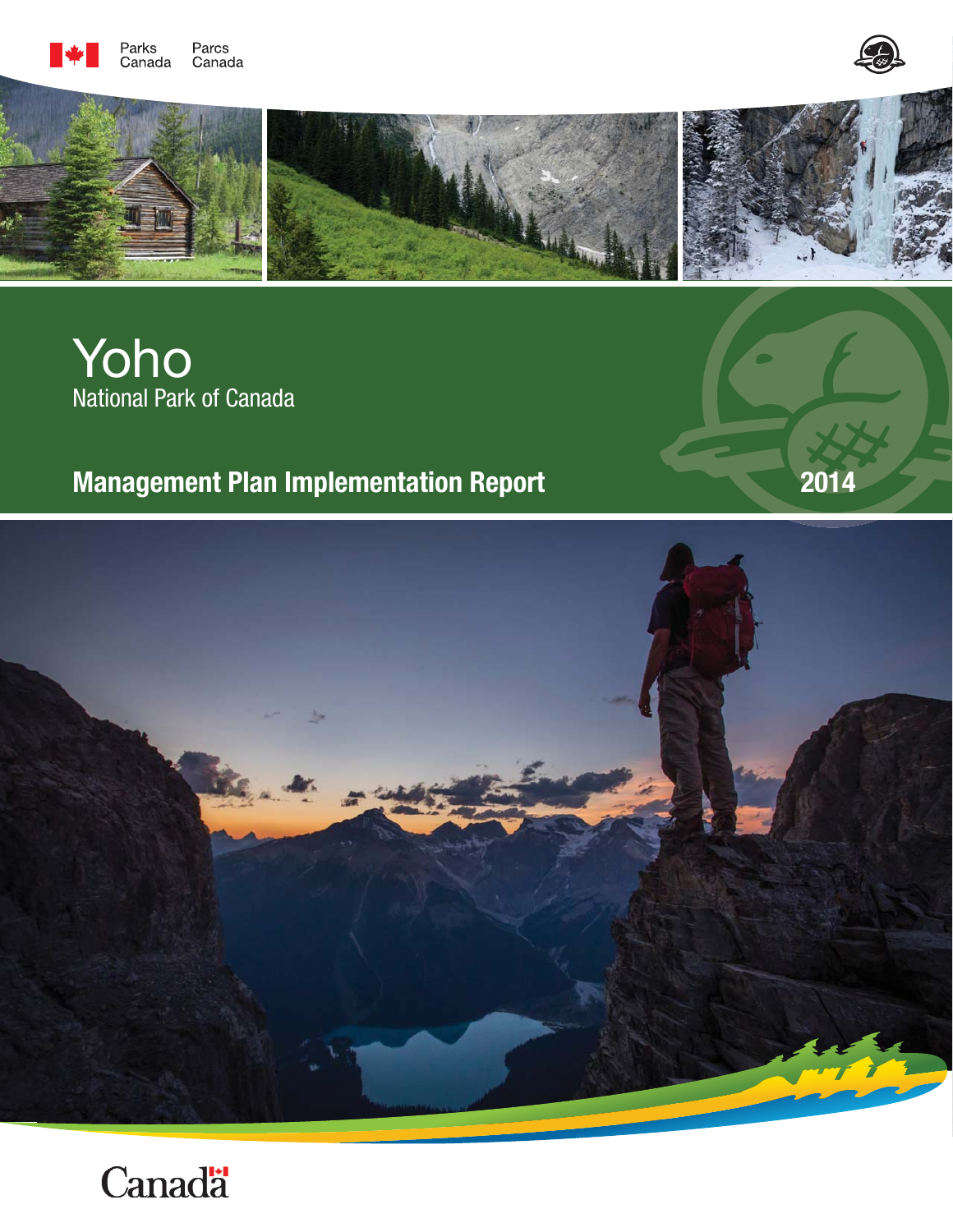Parks Canada Parcs Canada

# Yoho

National Park of Canada

## Management Plan Implementation Report

2014

Canada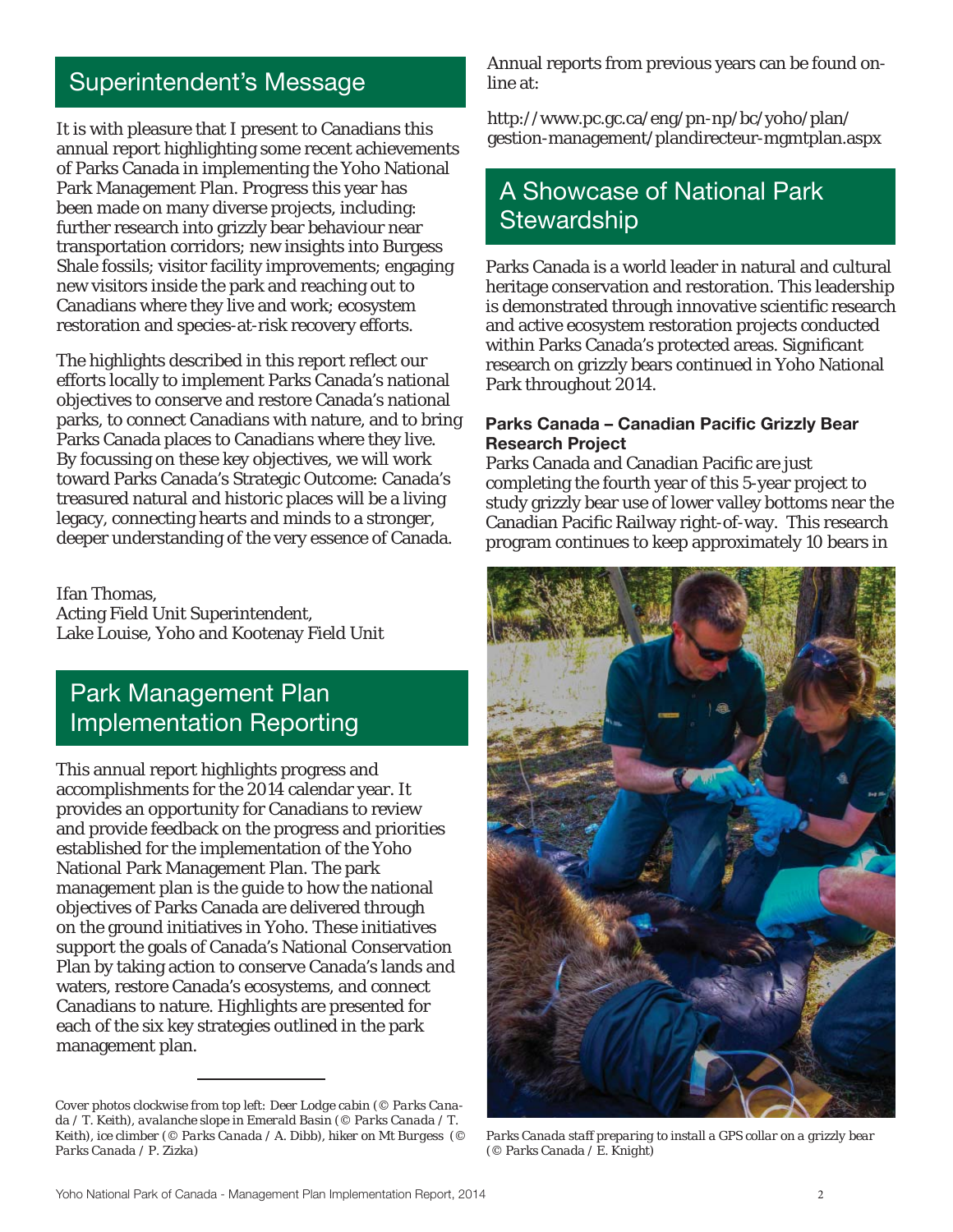## Superintendent's Message

It is with pleasure that I present to Canadians this annual report highlighting some recent achievements of Parks Canada in implementing the Yoho National Park Management Plan. Progress this year has been made on many diverse projects, including: further research into grizzly bear behaviour near transportation corridors; new insights into Burgess Shale fossils; visitor facility improvements; engaging new visitors inside the park and reaching out to Canadians where they live and work; ecosystem restoration and species-at-risk recovery efforts.

The highlights described in this report reflect our efforts locally to implement Parks Canada's national objectives to conserve and restore Canada's national parks, to connect Canadians with nature, and to bring Parks Canada places to Canadians where they live. By focussing on these key objectives, we will work toward Parks Canada's Strategic Outcome: Canada's treasured natural and historic places will be a living legacy, connecting hearts and minds to a stronger, deeper understanding of the very essence of Canada.

Ifan Thomas,
Acting Field Unit Superintendent,
Lake Louise, Yoho and Kootenay Field Unit

## Park Management Plan Implementation Reporting

This annual report highlights progress and accomplishments for the 2014 calendar year. It provides an opportunity for Canadians to review and provide feedback on the progress and priorities established for the implementation of the Yoho National Park Management Plan. The park management plan is the guide to how the national objectives of Parks Canada are delivered through on the ground initiatives in Yoho. These initiatives support the goals of Canada's National Conservation Plan by taking action to conserve Canada's lands and waters, restore Canada's ecosystems, and connect Canadians to nature. Highlights are presented for each of the six key strategies outlined in the park management plan.

*Cover photos clockwise from top left: Deer Lodge cabin (© Parks Canada / T. Keith), avalanche slope in Emerald Basin (© Parks Canada / T. Keith), ice climber (© Parks Canada / A. Dibb), hiker on Mt Burgess (© Parks Canada / P. Zizka)*

Annual reports from previous years can be found on-line at:

http://www.pc.gc.ca/eng/pn-np/bc/yoho/plan/gestion-management/plandirecteur-mgmtplan.aspx

## A Showcase of National Park Stewardship

Parks Canada is a world leader in natural and cultural heritage conservation and restoration. This leadership is demonstrated through innovative scientific research and active ecosystem restoration projects conducted within Parks Canada's protected areas. Significant research on grizzly bears continued in Yoho National Park throughout 2014.

### Parks Canada – Canadian Pacific Grizzly Bear Research Project

Parks Canada and Canadian Pacific are just completing the fourth year of this 5-year project to study grizzly bear use of lower valley bottoms near the Canadian Pacific Railway right-of-way. This research program continues to keep approximately 10 bears in

*Parks Canada staff preparing to install a GPS collar on a grizzly bear (© Parks Canada / E. Knight)*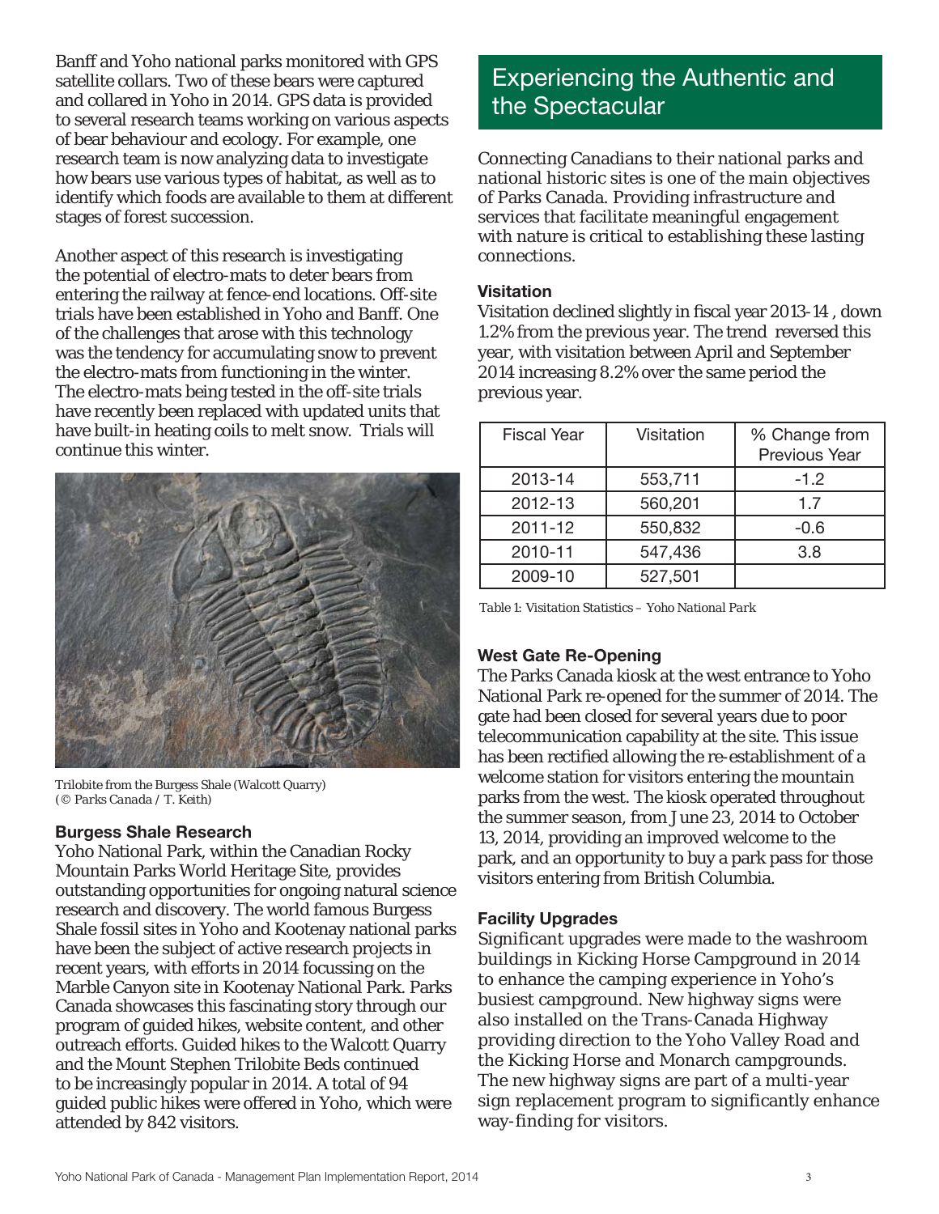Banff and Yoho national parks monitored with GPS satellite collars. Two of these bears were captured and collared in Yoho in 2014. GPS data is provided to several research teams working on various aspects of bear behaviour and ecology. For example, one research team is now analyzing data to investigate how bears use various types of habitat, as well as to identify which foods are available to them at different stages of forest succession.

Another aspect of this research is investigating the potential of electro-mats to deter bears from entering the railway at fence-end locations. Off-site trials have been established in Yoho and Banff. One of the challenges that arose with this technology was the tendency for accumulating snow to prevent the electro-mats from functioning in the winter. The electro-mats being tested in the off-site trials have recently been replaced with updated units that have built-in heating coils to melt snow. Trials will continue this winter.

*Trilobite from the Burgess Shale (Walcott Quarry) (© Parks Canada / T. Keith)*

### Burgess Shale Research

Yoho National Park, within the Canadian Rocky Mountain Parks World Heritage Site, provides outstanding opportunities for ongoing natural science research and discovery. The world famous Burgess Shale fossil sites in Yoho and Kootenay national parks have been the subject of active research projects in recent years, with efforts in 2014 focussing on the Marble Canyon site in Kootenay National Park. Parks Canada showcases this fascinating story through our program of guided hikes, website content, and other outreach efforts. Guided hikes to the Walcott Quarry and the Mount Stephen Trilobite Beds continued to be increasingly popular in 2014. A total of 94 guided public hikes were offered in Yoho, which were attended by 842 visitors.

## Experiencing the Authentic and the Spectacular

Connecting Canadians to their national parks and national historic sites is one of the main objectives of Parks Canada. Providing infrastructure and services that facilitate meaningful engagement with nature is critical to establishing these lasting connections.

### Visitation

Visitation declined slightly in fiscal year 2013-14 , down 1.2% from the previous year. The trend reversed this year, with visitation between April and September 2014 increasing 8.2% over the same period the previous year.

| Fiscal Year | Visitation | % Change from Previous Year |
|---|---|---|
| 2013-14 | 553,711 | -1.2 |
| 2012-13 | 560,201 | 1.7 |
| 2011-12 | 550,832 | -0.6 |
| 2010-11 | 547,436 | 3.8 |
| 2009-10 | 527,501 | |

*Table 1: Visitation Statistics – Yoho National Park*

### West Gate Re-Opening

The Parks Canada kiosk at the west entrance to Yoho National Park re-opened for the summer of 2014. The gate had been closed for several years due to poor telecommunication capability at the site. This issue has been rectified allowing the re-establishment of a welcome station for visitors entering the mountain parks from the west. The kiosk operated throughout the summer season, from June 23, 2014 to October 13, 2014, providing an improved welcome to the park, and an opportunity to buy a park pass for those visitors entering from British Columbia.

### Facility Upgrades

Significant upgrades were made to the washroom buildings in Kicking Horse Campground in 2014 to enhance the camping experience in Yoho's busiest campground. New highway signs were also installed on the Trans-Canada Highway providing direction to the Yoho Valley Road and the Kicking Horse and Monarch campgrounds. The new highway signs are part of a multi-year sign replacement program to significantly enhance way-finding for visitors.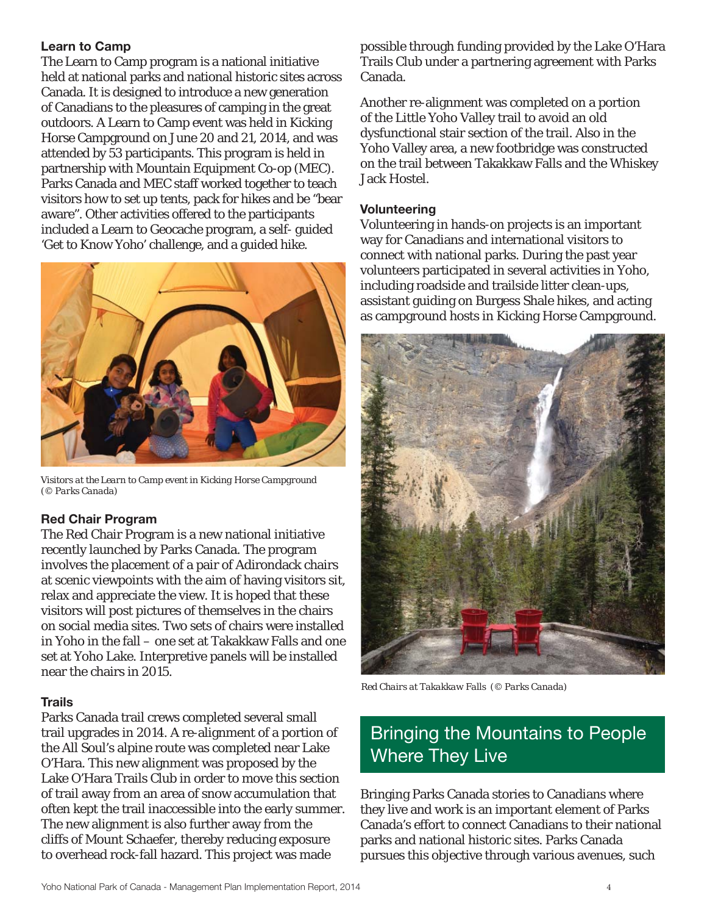### Learn to Camp

The Learn to Camp program is a national initiative held at national parks and national historic sites across Canada. It is designed to introduce a new generation of Canadians to the pleasures of camping in the great outdoors. A Learn to Camp event was held in Kicking Horse Campground on June 20 and 21, 2014, and was attended by 53 participants. This program is held in partnership with Mountain Equipment Co-op (MEC). Parks Canada and MEC staff worked together to teach visitors how to set up tents, pack for hikes and be "bear aware". Other activities offered to the participants included a Learn to Geocache program, a self- guided 'Get to Know Yoho' challenge, and a guided hike.

*Visitors at the Learn to Camp event in Kicking Horse Campground (© Parks Canada)*

### Red Chair Program

The Red Chair Program is a new national initiative recently launched by Parks Canada. The program involves the placement of a pair of Adirondack chairs at scenic viewpoints with the aim of having visitors sit, relax and appreciate the view. It is hoped that these visitors will post pictures of themselves in the chairs on social media sites. Two sets of chairs were installed in Yoho in the fall – one set at Takakkaw Falls and one set at Yoho Lake. Interpretive panels will be installed near the chairs in 2015.

### Trails

Parks Canada trail crews completed several small trail upgrades in 2014. A re-alignment of a portion of the All Soul's alpine route was completed near Lake O'Hara. This new alignment was proposed by the Lake O'Hara Trails Club in order to move this section of trail away from an area of snow accumulation that often kept the trail inaccessible into the early summer. The new alignment is also further away from the cliffs of Mount Schaefer, thereby reducing exposure to overhead rock-fall hazard. This project was made possible through funding provided by the Lake O'Hara Trails Club under a partnering agreement with Parks Canada.

Another re-alignment was completed on a portion of the Little Yoho Valley trail to avoid an old dysfunctional stair section of the trail. Also in the Yoho Valley area, a new footbridge was constructed on the trail between Takakkaw Falls and the Whiskey Jack Hostel.

### Volunteering

Volunteering in hands-on projects is an important way for Canadians and international visitors to connect with national parks. During the past year volunteers participated in several activities in Yoho, including roadside and trailside litter clean-ups, assistant guiding on Burgess Shale hikes, and acting as campground hosts in Kicking Horse Campground.

*Red Chairs at Takakkaw Falls (© Parks Canada)*

## Bringing the Mountains to People Where They Live

Bringing Parks Canada stories to Canadians where they live and work is an important element of Parks Canada's effort to connect Canadians to their national parks and national historic sites. Parks Canada pursues this objective through various avenues, such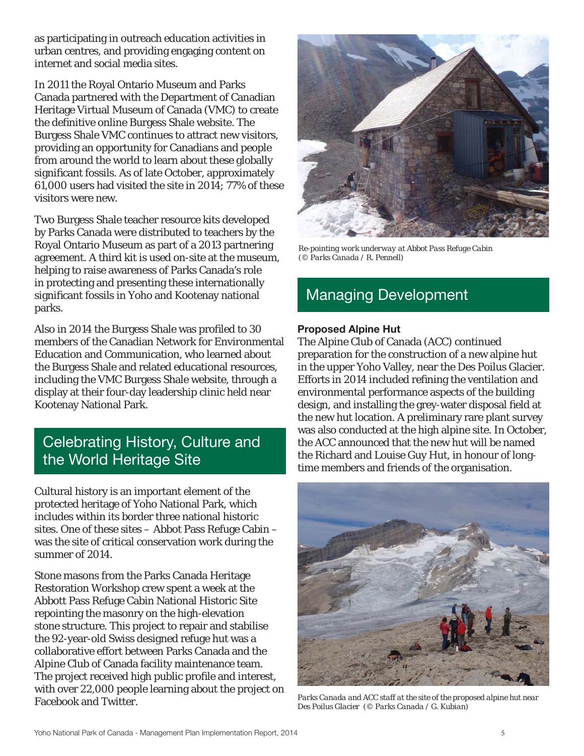as participating in outreach education activities in urban centres, and providing engaging content on internet and social media sites.

In 2011 the Royal Ontario Museum and Parks Canada partnered with the Department of Canadian Heritage Virtual Museum of Canada (VMC) to create the definitive online Burgess Shale website. The Burgess Shale VMC continues to attract new visitors, providing an opportunity for Canadians and people from around the world to learn about these globally significant fossils. As of late October, approximately 61,000 users had visited the site in 2014; 77% of these visitors were new.

Two Burgess Shale teacher resource kits developed by Parks Canada were distributed to teachers by the Royal Ontario Museum as part of a 2013 partnering agreement. A third kit is used on-site at the museum, helping to raise awareness of Parks Canada's role in protecting and presenting these internationally significant fossils in Yoho and Kootenay national parks.

Also in 2014 the Burgess Shale was profiled to 30 members of the Canadian Network for Environmental Education and Communication, who learned about the Burgess Shale and related educational resources, including the VMC Burgess Shale website, through a display at their four-day leadership clinic held near Kootenay National Park.

## Celebrating History, Culture and the World Heritage Site

Cultural history is an important element of the protected heritage of Yoho National Park, which includes within its border three national historic sites. One of these sites – Abbot Pass Refuge Cabin – was the site of critical conservation work during the summer of 2014.

Stone masons from the Parks Canada Heritage Restoration Workshop crew spent a week at the Abbott Pass Refuge Cabin National Historic Site repointing the masonry on the high-elevation stone structure. This project to repair and stabilise the 92-year-old Swiss designed refuge hut was a collaborative effort between Parks Canada and the Alpine Club of Canada facility maintenance team. The project received high public profile and interest, with over 22,000 people learning about the project on Facebook and Twitter.

*Re-pointing work underway at Abbot Pass Refuge Cabin (© Parks Canada / R. Pennell)*

## Managing Development

**Proposed Alpine Hut**

The Alpine Club of Canada (ACC) continued preparation for the construction of a new alpine hut in the upper Yoho Valley, near the Des Poilus Glacier. Efforts in 2014 included refining the ventilation and environmental performance aspects of the building design, and installing the grey-water disposal field at the new hut location. A preliminary rare plant survey was also conducted at the high alpine site. In October, the ACC announced that the new hut will be named the Richard and Louise Guy Hut, in honour of long-time members and friends of the organisation.

*Parks Canada and ACC staff at the site of the proposed alpine hut near Des Poilus Glacier (© Parks Canada / G. Kubian)*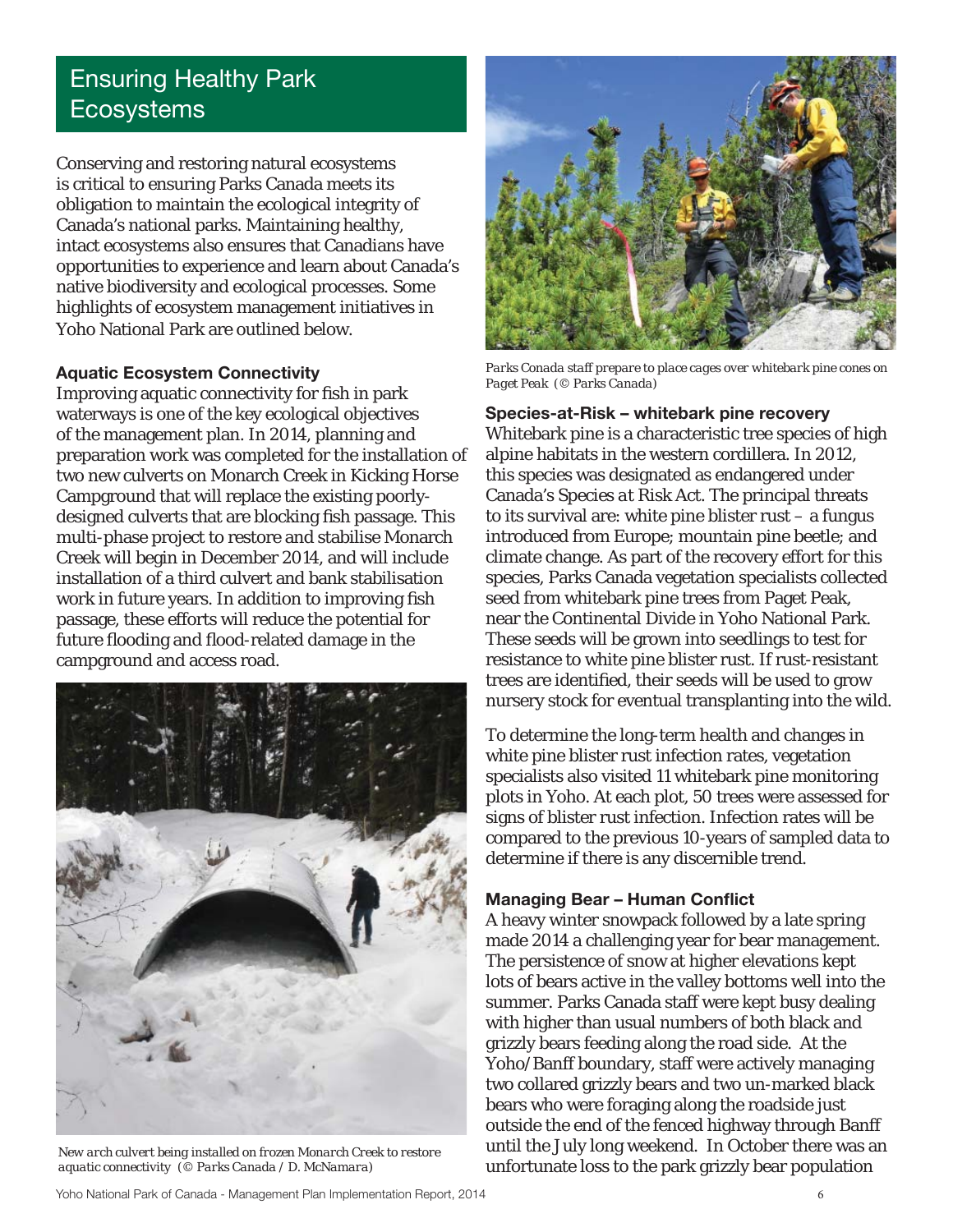## Ensuring Healthy Park Ecosystems

Conserving and restoring natural ecosystems is critical to ensuring Parks Canada meets its obligation to maintain the ecological integrity of Canada's national parks. Maintaining healthy, intact ecosystems also ensures that Canadians have opportunities to experience and learn about Canada's native biodiversity and ecological processes. Some highlights of ecosystem management initiatives in Yoho National Park are outlined below.

### Aquatic Ecosystem Connectivity

Improving aquatic connectivity for fish in park waterways is one of the key ecological objectives of the management plan. In 2014, planning and preparation work was completed for the installation of two new culverts on Monarch Creek in Kicking Horse Campground that will replace the existing poorly-designed culverts that are blocking fish passage. This multi-phase project to restore and stabilise Monarch Creek will begin in December 2014, and will include installation of a third culvert and bank stabilisation work in future years. In addition to improving fish passage, these efforts will reduce the potential for future flooding and flood-related damage in the campground and access road.

*New arch culvert being installed on frozen Monarch Creek to restore aquatic connectivity (© Parks Canada / D. McNamara)*

*Parks Conada staff prepare to place cages over whitebark pine cones on Paget Peak (© Parks Canada)*

### Species-at-Risk – whitebark pine recovery

Whitebark pine is a characteristic tree species of high alpine habitats in the western cordillera. In 2012, this species was designated as endangered under Canada's *Species at Risk Act*. The principal threats to its survival are: white pine blister rust – a fungus introduced from Europe; mountain pine beetle; and climate change. As part of the recovery effort for this species, Parks Canada vegetation specialists collected seed from whitebark pine trees from Paget Peak, near the Continental Divide in Yoho National Park. These seeds will be grown into seedlings to test for resistance to white pine blister rust. If rust-resistant trees are identified, their seeds will be used to grow nursery stock for eventual transplanting into the wild.

To determine the long-term health and changes in white pine blister rust infection rates, vegetation specialists also visited 11 whitebark pine monitoring plots in Yoho. At each plot, 50 trees were assessed for signs of blister rust infection. Infection rates will be compared to the previous 10-years of sampled data to determine if there is any discernible trend.

### Managing Bear – Human Conflict

A heavy winter snowpack followed by a late spring made 2014 a challenging year for bear management. The persistence of snow at higher elevations kept lots of bears active in the valley bottoms well into the summer. Parks Canada staff were kept busy dealing with higher than usual numbers of both black and grizzly bears feeding along the road side. At the Yoho/Banff boundary, staff were actively managing two collared grizzly bears and two un-marked black bears who were foraging along the roadside just outside the end of the fenced highway through Banff until the July long weekend. In October there was an unfortunate loss to the park grizzly bear population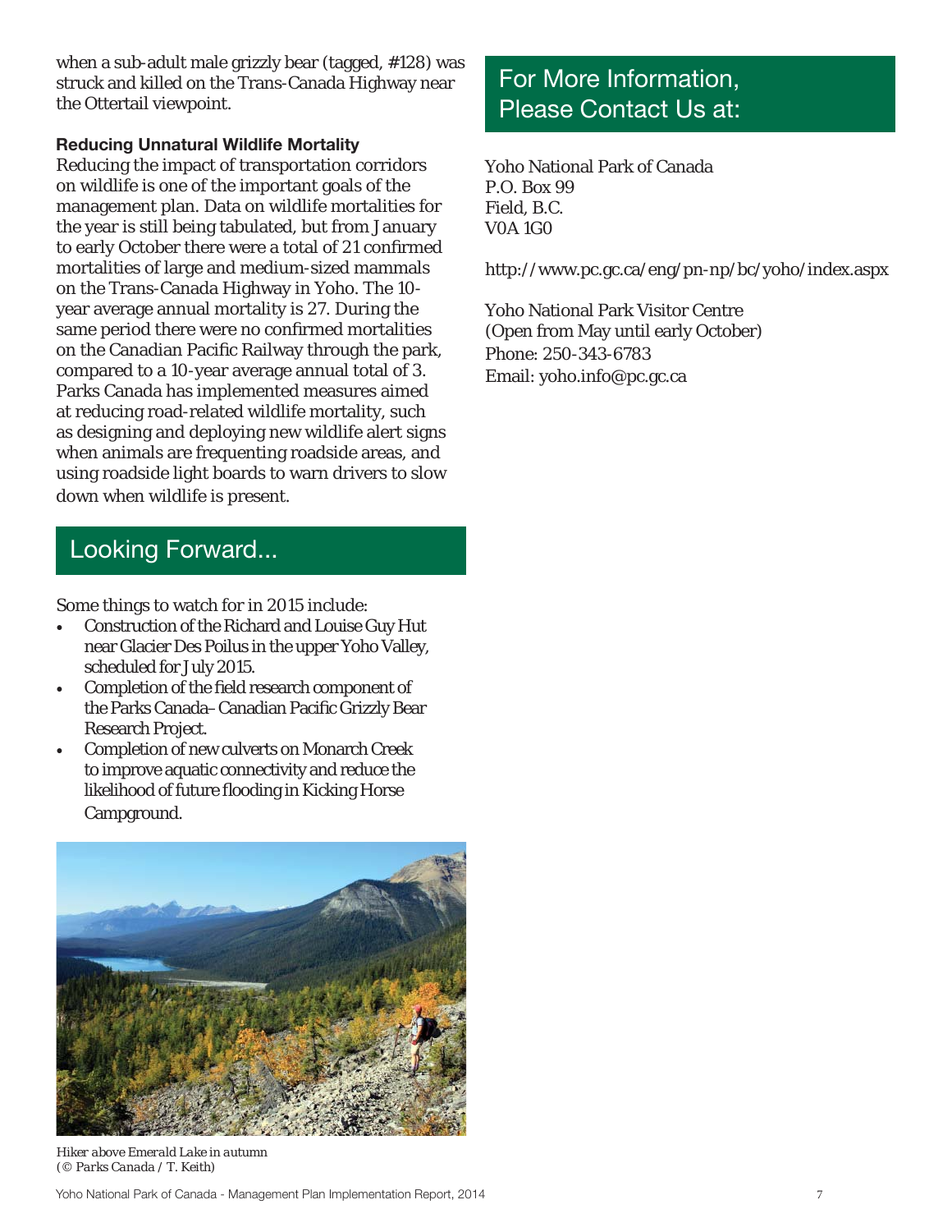when a sub-adult male grizzly bear (tagged, #128) was struck and killed on the Trans-Canada Highway near the Ottertail viewpoint.

### Reducing Unnatural Wildlife Mortality

Reducing the impact of transportation corridors on wildlife is one of the important goals of the management plan. Data on wildlife mortalities for the year is still being tabulated, but from January to early October there were a total of 21 confirmed mortalities of large and medium-sized mammals on the Trans-Canada Highway in Yoho. The 10-year average annual mortality is 27. During the same period there were no confirmed mortalities on the Canadian Pacific Railway through the park, compared to a 10-year average annual total of 3. Parks Canada has implemented measures aimed at reducing road-related wildlife mortality, such as designing and deploying new wildlife alert signs when animals are frequenting roadside areas, and using roadside light boards to warn drivers to slow down when wildlife is present.

## Looking Forward...

Some things to watch for in 2015 include:

- Construction of the Richard and Louise Guy Hut near Glacier Des Poilus in the upper Yoho Valley, scheduled for July 2015.
- Completion of the field research component of the Parks Canada–Canadian Pacific Grizzly Bear Research Project.
- Completion of new culverts on Monarch Creek to improve aquatic connectivity and reduce the likelihood of future flooding in Kicking Horse Campground.

*Hiker above Emerald Lake in autumn*
*(© Parks Canada / T. Keith)*

## For More Information, Please Contact Us at:

Yoho National Park of Canada
P.O. Box 99
Field, B.C.
V0A 1G0

http://www.pc.gc.ca/eng/pn-np/bc/yoho/index.aspx

Yoho National Park Visitor Centre
(Open from May until early October)
Phone: 250-343-6783
Email: yoho.info@pc.gc.ca